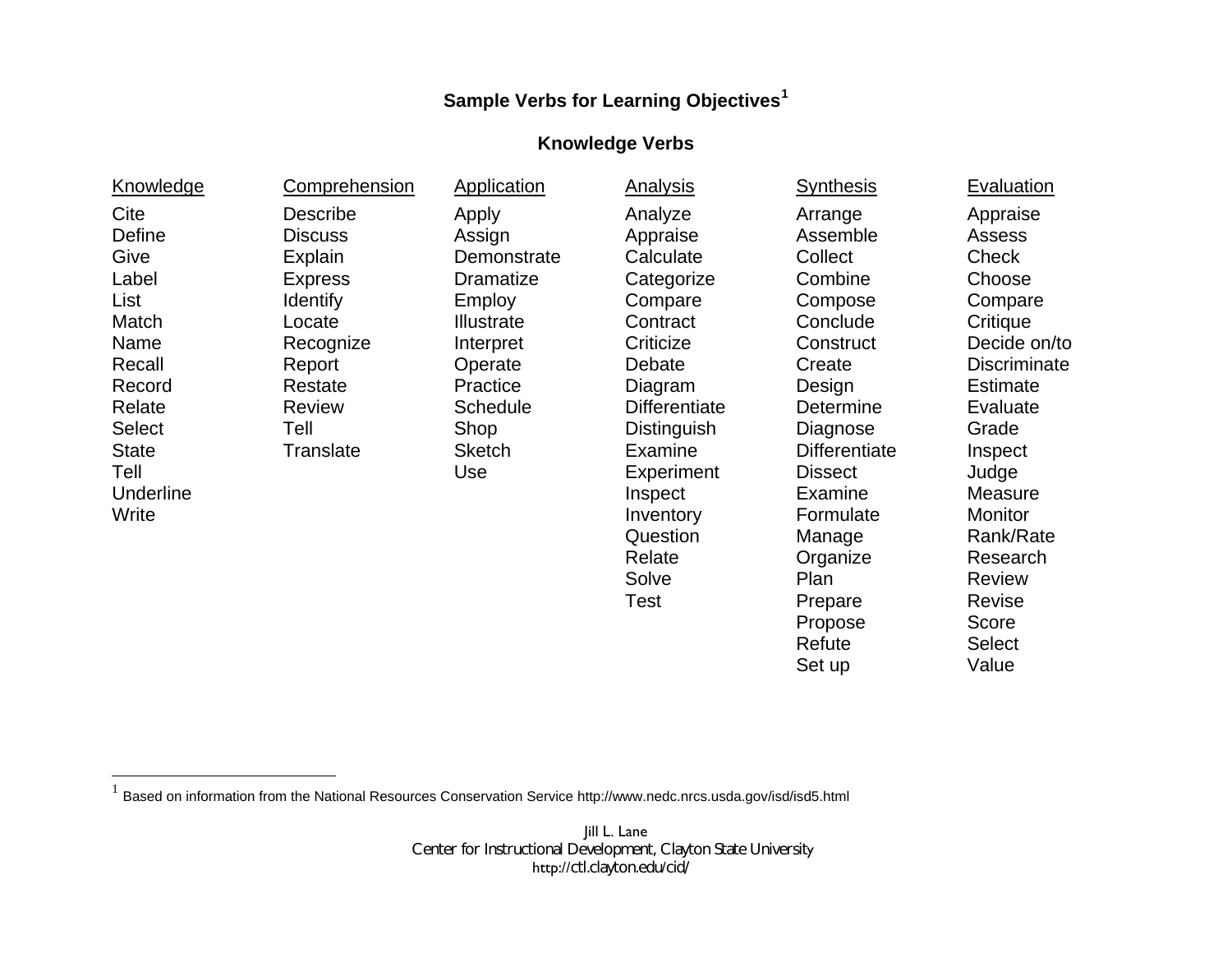**Sample Verbs for Learning Objectives[1]**

**Knowledge Verbs**

| Knowledge | Comprehension | Application | Analysis | Synthesis | Evaluation |
|---|---|---|---|---|---|
| Cite | Describe | Apply | Analyze | Arrange | Appraise |
| Define | Discuss | Assign | Appraise | Assemble | Assess |
| Give | Explain | Demonstrate | Calculate | Collect | Check |
| Label | Express | Dramatize | Categorize | Combine | Choose |
| List | Identify | Employ | Compare | Compose | Compare |
| Match | Locate | Illustrate | Contract | Conclude | Critique |
| Name | Recognize | Interpret | Criticize | Construct | Decide on/to |
| Recall | Report | Operate | Debate | Create | Discriminate |
| Record | Restate | Practice | Diagram | Design | Estimate |
| Relate | Review | Schedule | Differentiate | Determine | Evaluate |
| Select | Tell | Shop | Distinguish | Diagnose | Grade |
| State | Translate | Sketch | Examine | Differentiate | Inspect |
| Tell | | Use | Experiment | Dissect | Judge |
| Underline | | | Inspect | Examine | Measure |
| Write | | | Inventory | Formulate | Monitor |
| | | | Question | Manage | Rank/Rate |
| | | | Relate | Organize | Research |
| | | | Solve | Plan | Review |
| | | | Test | Prepare | Revise |
| | | | | Propose | Score |
| | | | | Refute | Select |
| | | | | Set up | Value |

[1] Based on information from the National Resources Conservation Service http://www.nedc.nrcs.usda.gov/isd/isd5.html

Jill L. Lane
Center for Instructional Development, Clayton State University
http://ctl.clayton.edu/cid/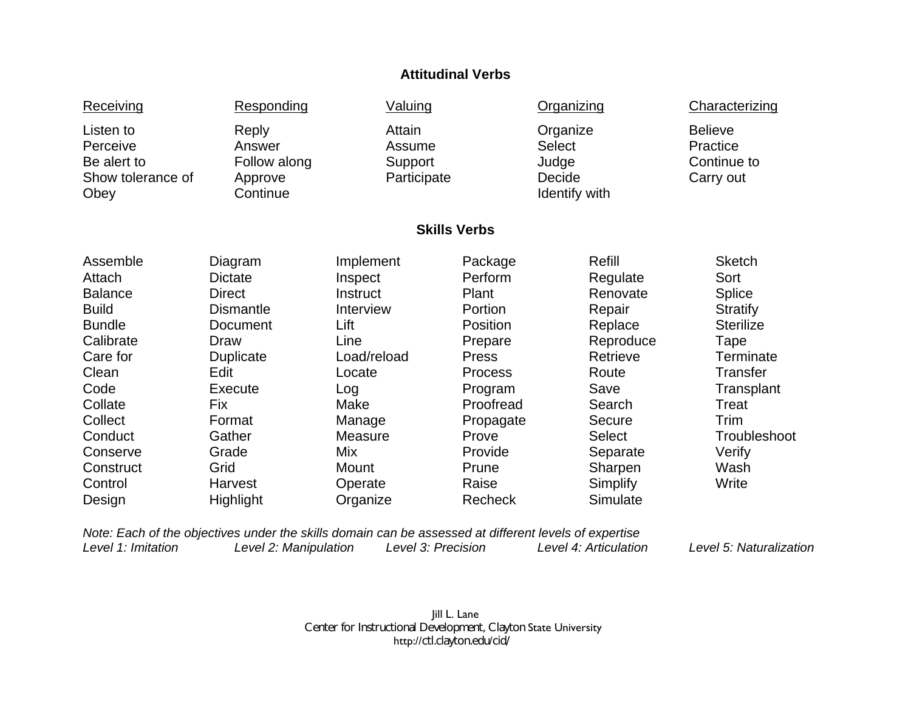## Attitudinal Verbs

| Receiving | Responding | Valuing | Organizing | Characterizing |
|---|---|---|---|---|
| Listen to | Reply | Attain | Organize | Believe |
| Perceive | Answer | Assume | Select | Practice |
| Be alert to | Follow along | Support | Judge | Continue to |
| Show tolerance of | Approve | Participate | Decide | Carry out |
| Obey | Continue | | Identify with | |

## Skills Verbs

| | | | | | |
|---|---|---|---|---|---|
| Assemble | Diagram | Implement | Package | Refill | Sketch |
| Attach | Dictate | Inspect | Perform | Regulate | Sort |
| Balance | Direct | Instruct | Plant | Renovate | Splice |
| Build | Dismantle | Interview | Portion | Repair | Stratify |
| Bundle | Document | Lift | Position | Replace | Sterilize |
| Calibrate | Draw | Line | Prepare | Reproduce | Tape |
| Care for | Duplicate | Load/reload | Press | Retrieve | Terminate |
| Clean | Edit | Locate | Process | Route | Transfer |
| Code | Execute | Log | Program | Save | Transplant |
| Collate | Fix | Make | Proofread | Search | Treat |
| Collect | Format | Manage | Propagate | Secure | Trim |
| Conduct | Gather | Measure | Prove | Select | Troubleshoot |
| Conserve | Grade | Mix | Provide | Separate | Verify |
| Construct | Grid | Mount | Prune | Sharpen | Wash |
| Control | Harvest | Operate | Raise | Simplify | Write |
| Design | Highlight | Organize | Recheck | Simulate | |

*Note: Each of the objectives under the skills domain can be assessed at different levels of expertise*

*Level 1: Imitation* *Level 2: Manipulation* *Level 3: Precision* *Level 4: Articulation* *Level 5: Naturalization*

Jill L. Lane
Center for Instructional Development, Clayton State University
http://ctl.clayton.edu/cid/